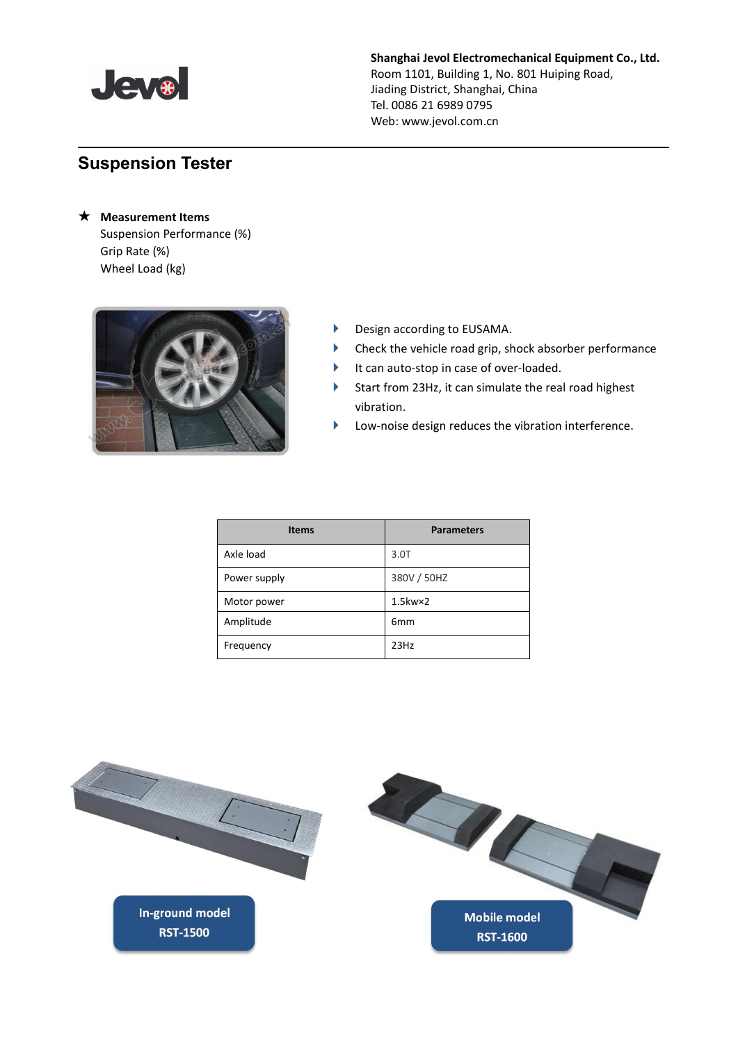**Shanghai Jevol Electromechanical Equipment Co., Ltd.**
Room 1101, Building 1, No. 801 Huiping Road,
Jiading District, Shanghai, China
Tel. 0086 21 6989 0795
Web: www.jevol.com.cn

## Suspension Tester

★ **Measurement Items**

Suspension Performance (%)
Grip Rate (%)
Wheel Load (kg)

- Design according to EUSAMA.
- Check the vehicle road grip, shock absorber performance
- It can auto-stop in case of over-loaded.
- Start from 23Hz, it can simulate the real road highest vibration.
- Low-noise design reduces the vibration interference.

| Items | Parameters |
|---|---|
| Axle load | 3.0T |
| Power supply | 380V / 50HZ |
| Motor power | 1.5kw×2 |
| Amplitude | 6mm |
| Frequency | 23Hz |

**In-ground model RST-1500**

**Mobile model RST-1600**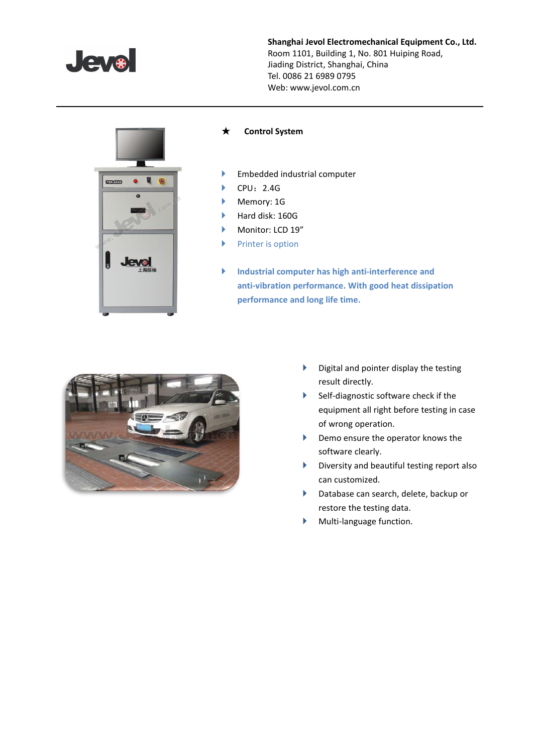**Shanghai Jevol Electromechanical Equipment Co., Ltd.**
Room 1101, Building 1, No. 801 Huiping Road,
Jiading District, Shanghai, China
Tel. 0086 21 6989 0795
Web: www.jevol.com.cn

★ **Control System**

- Embedded industrial computer
- CPU：2.4G
- Memory: 1G
- Hard disk: 160G
- Monitor: LCD 19”
- Printer is option

- **Industrial computer has high anti-interference and anti-vibration performance. With good heat dissipation performance and long life time.**

- Digital and pointer display the testing result directly.
- Self-diagnostic software check if the equipment all right before testing in case of wrong operation.
- Demo ensure the operator knows the software clearly.
- Diversity and beautiful testing report also can customized.
- Database can search, delete, backup or restore the testing data.
- Multi-language function.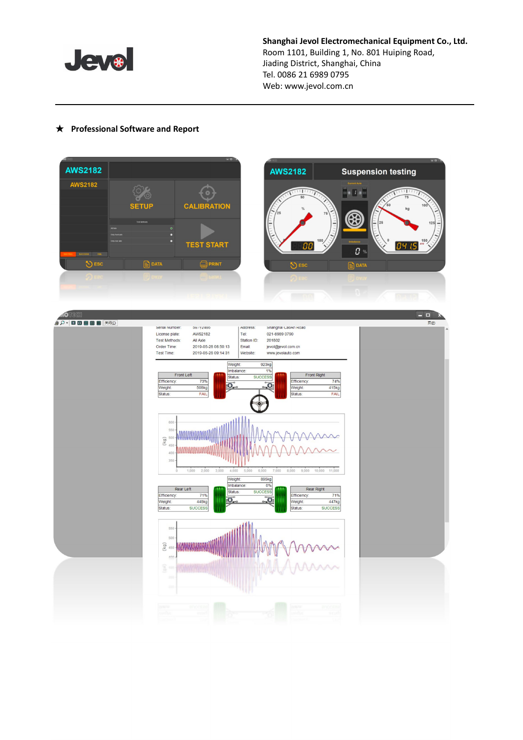**Shanghai Jevol Electromechanical Equipment Co., Ltd.**
Room 1101, Building 1, No. 801 Huiping Road,
Jiading District, Shanghai, China
Tel. 0086 21 6989 0795
Web: www.jevol.com.cn

★ **Professional Software and Report**